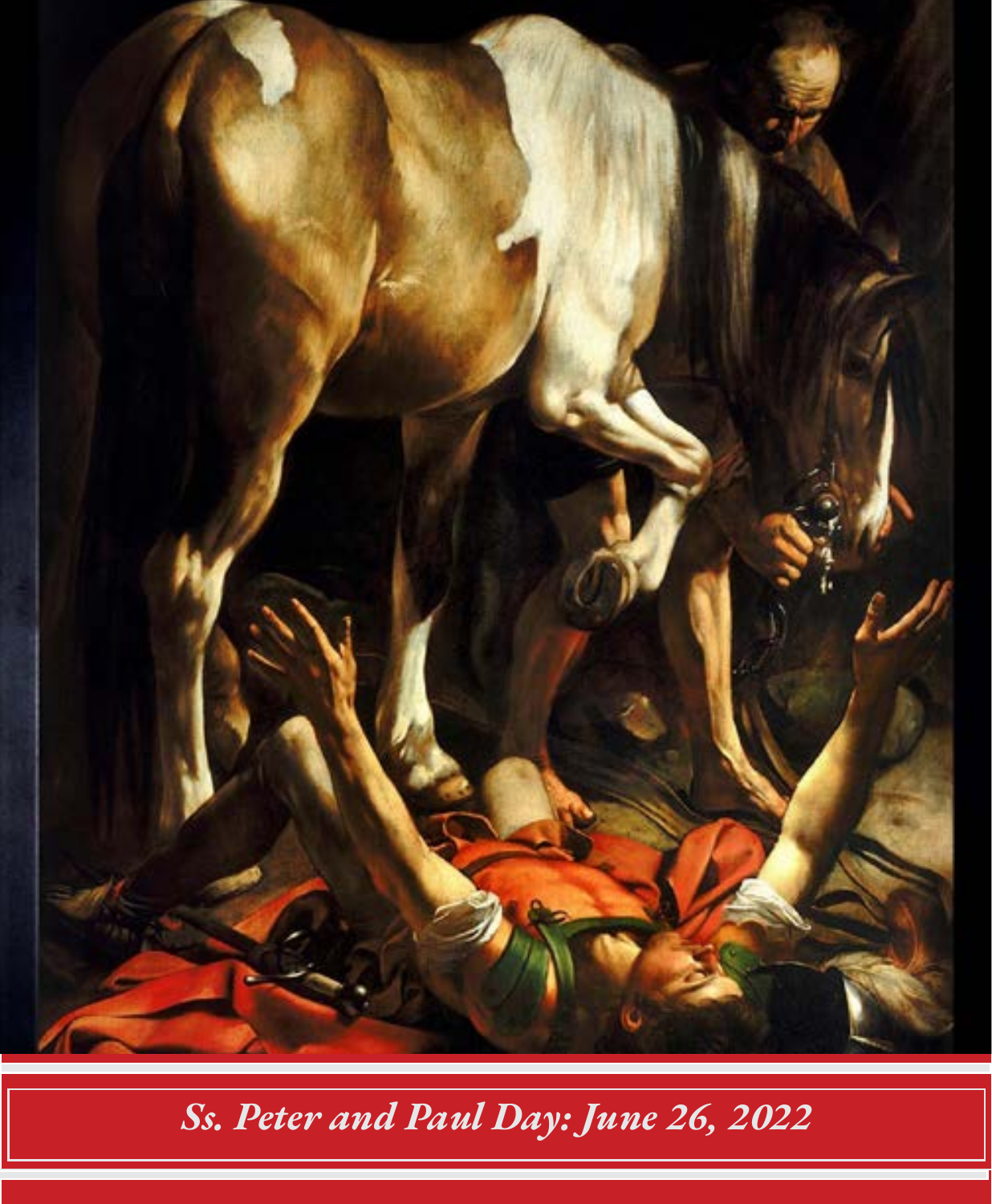*Ss. Peter and Paul Day: June 26, 2022*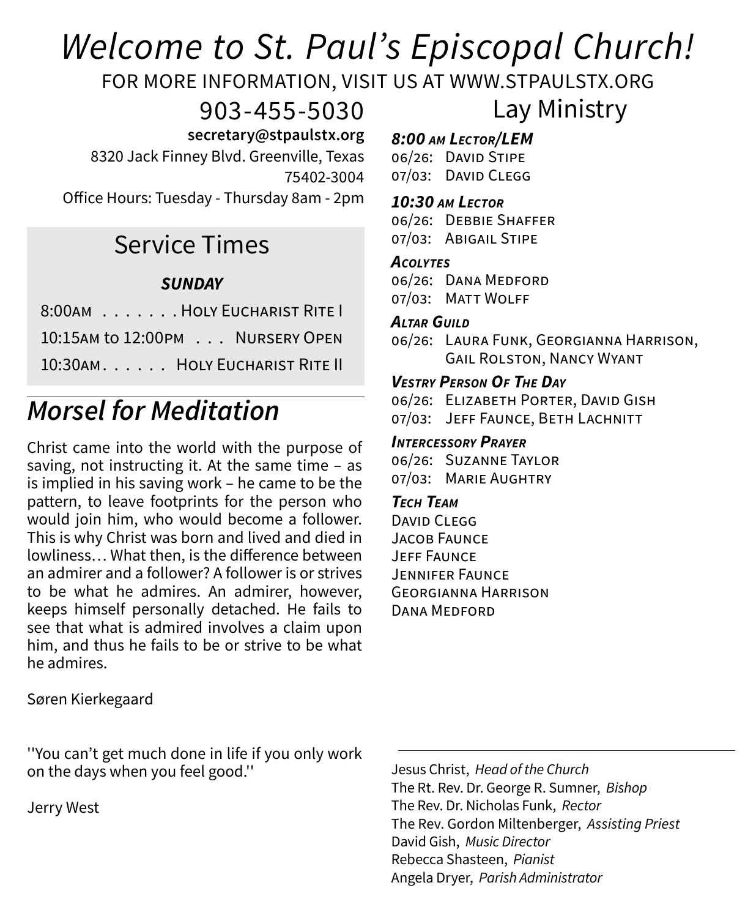# Welcome to St. Paul's Episcopal Church!

FOR MORE INFORMATION, VISIT US AT WWW.STPAULSTX.ORG

903-455-5030

**secretary@stpaulstx.org**

8320 Jack Finney Blvd. Greenville, Texas 75402-3004

Office Hours: Tuesday - Thursday 8am - 2pm

## Service Times

***SUNDAY***

8:00AM . . . . . . . Holy Eucharist Rite I

10:15AM to 12:00PM . . . Nursery Open

10:30AM. . . . . . Holy Eucharist Rite II

## *Morsel for Meditation*

Christ came into the world with the purpose of saving, not instructing it. At the same time – as is implied in his saving work – he came to be the pattern, to leave footprints for the person who would join him, who would become a follower. This is why Christ was born and lived and died in lowliness… What then, is the difference between an admirer and a follower? A follower is or strives to be what he admires. An admirer, however, keeps himself personally detached. He fails to see that what is admired involves a claim upon him, and thus he fails to be or strive to be what he admires.

Søren Kierkegaard

''You can't get much done in life if you only work on the days when you feel good.''

Jerry West

## Lay Ministry

***8:00 AM Lector/LEM***

06/26: David Stipe
07/03: David Clegg

***10:30 AM Lector***

06/26: Debbie Shaffer
07/03: Abigail Stipe

***Acolytes***

06/26: Dana Medford
07/03: Matt Wolff

***Altar Guild***

06/26: Laura Funk, Georgianna Harrison, Gail Rolston, Nancy Wyant

***Vestry Person Of The Day***

06/26: Elizabeth Porter, David Gish
07/03: Jeff Faunce, Beth Lachnitt

***Intercessory Prayer***

06/26: Suzanne Taylor
07/03: Marie Aughtry

***Tech Team***

David Clegg
Jacob Faunce
Jeff Faunce
Jennifer Faunce
Georgianna Harrison
Dana Medford

---

Jesus Christ, *Head of the Church*
The Rt. Rev. Dr. George R. Sumner, *Bishop*
The Rev. Dr. Nicholas Funk, *Rector*
The Rev. Gordon Miltenberger, *Assisting Priest*
David Gish, *Music Director*
Rebecca Shasteen, *Pianist*
Angela Dryer, *Parish Administrator*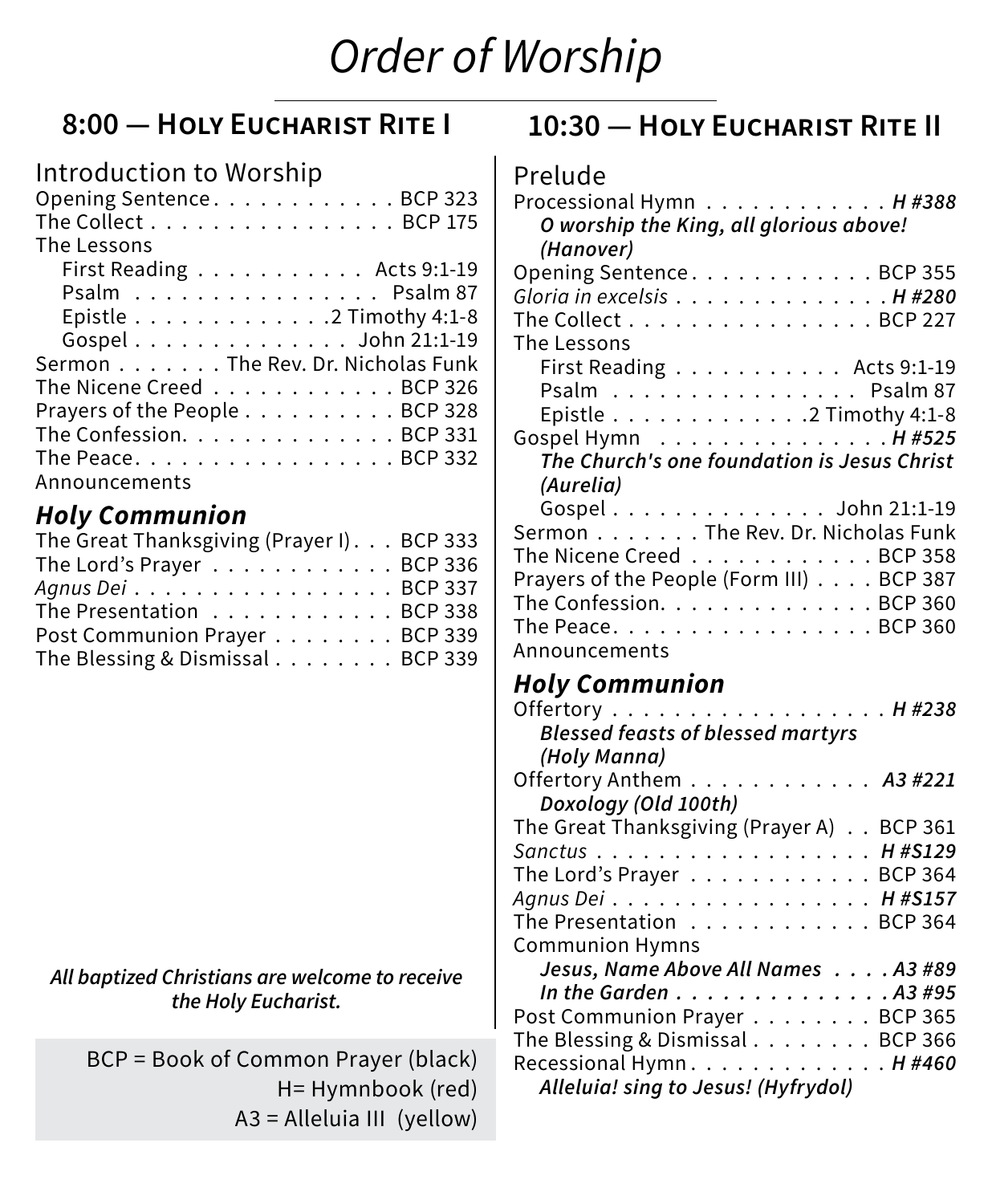# *Order of Worship*

## 8:00 — Holy Eucharist Rite I

Introduction to Worship

Opening Sentence . . . . . . . . . . . . BCP 323
The Collect . . . . . . . . . . . . . . . . BCP 175
The Lessons
- First Reading . . . . . . . . . . . Acts 9:1-19
- Psalm . . . . . . . . . . . . . . . . Psalm 87
- Epistle . . . . . . . . . . . . . 2 Timothy 4:1-8
- Gospel . . . . . . . . . . . . . . John 21:1-19

Sermon . . . . . . . The Rev. Dr. Nicholas Funk
The Nicene Creed . . . . . . . . . . . . BCP 326
Prayers of the People . . . . . . . . . . BCP 328
The Confession. . . . . . . . . . . . . . BCP 331
The Peace. . . . . . . . . . . . . . . . . BCP 332
Announcements

### *Holy Communion*

The Great Thanksgiving (Prayer I) . . . BCP 333
The Lord's Prayer . . . . . . . . . . . . BCP 336
*Agnus Dei* . . . . . . . . . . . . . . . . . BCP 337
The Presentation . . . . . . . . . . . . BCP 338
Post Communion Prayer . . . . . . . . BCP 339
The Blessing & Dismissal . . . . . . . . BCP 339

***All baptized Christians are welcome to receive the Holy Eucharist.***

BCP = Book of Common Prayer (black)
H= Hymnbook (red)
A3 = Alleluia III (yellow)

## 10:30 — Holy Eucharist Rite II

Prelude

Processional Hymn . . . . . . . . . . . . ***H #388***
- ***O worship the King, all glorious above! (Hanover)***

Opening Sentence . . . . . . . . . . . . BCP 355
*Gloria in excelsis* . . . . . . . . . . . . . . ***H #280***
The Collect . . . . . . . . . . . . . . . . BCP 227
The Lessons
- First Reading . . . . . . . . . . . Acts 9:1-19
- Psalm . . . . . . . . . . . . . . . . Psalm 87
- Epistle . . . . . . . . . . . . . 2 Timothy 4:1-8

Gospel Hymn . . . . . . . . . . . . . . ***H #525***
- ***The Church's one foundation is Jesus Christ (Aurelia)***
- Gospel . . . . . . . . . . . . . . John 21:1-19

Sermon . . . . . . . The Rev. Dr. Nicholas Funk
The Nicene Creed . . . . . . . . . . . . BCP 358
Prayers of the People (Form III) . . . . BCP 387
The Confession. . . . . . . . . . . . . . BCP 360
The Peace. . . . . . . . . . . . . . . . . BCP 360
Announcements

### *Holy Communion*

Offertory . . . . . . . . . . . . . . . . . . ***H #238***
- ***Blessed feasts of blessed martyrs (Holy Manna)***

Offertory Anthem . . . . . . . . . . . . ***A3 #221***
- ***Doxology (Old 100th)***

The Great Thanksgiving (Prayer A) . . BCP 361
*Sanctus* . . . . . . . . . . . . . . . . . . ***H #S129***
The Lord's Prayer . . . . . . . . . . . . BCP 364
*Agnus Dei* . . . . . . . . . . . . . . . . . ***H #S157***
The Presentation . . . . . . . . . . . . BCP 364
Communion Hymns
- ***Jesus, Name Above All Names . . . . A3 #89***
- ***In the Garden . . . . . . . . . . . . . . A3 #95***

Post Communion Prayer . . . . . . . . BCP 365
The Blessing & Dismissal . . . . . . . . BCP 366
Recessional Hymn. . . . . . . . . . . . . ***H #460***
- ***Alleluia! sing to Jesus! (Hyfrydol)***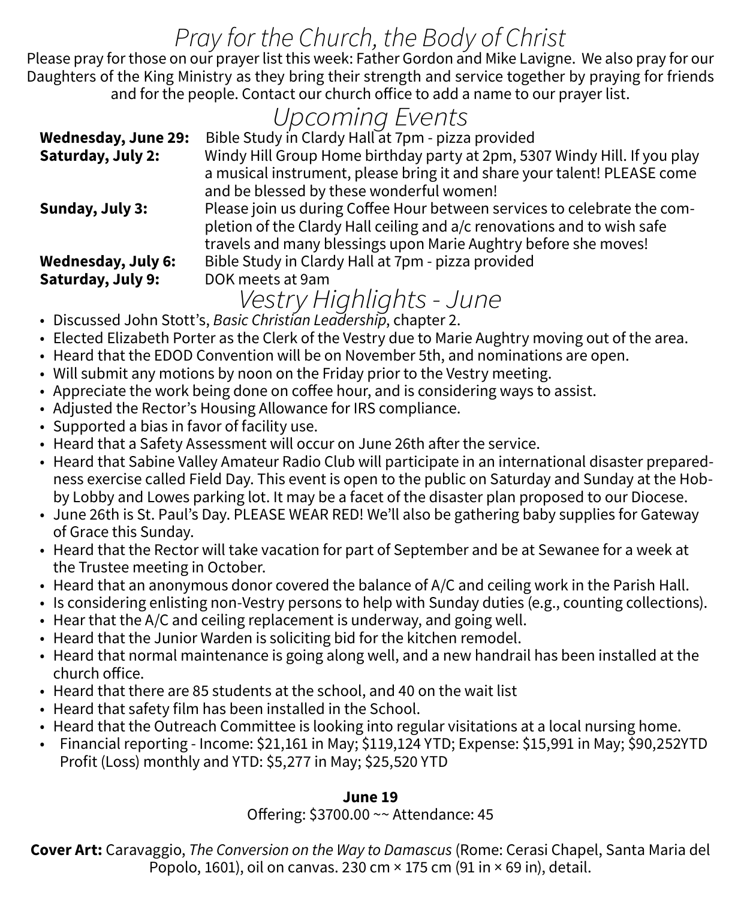# Pray for the Church, the Body of Christ

Please pray for those on our prayer list this week: Father Gordon and Mike Lavigne. We also pray for our Daughters of the King Ministry as they bring their strength and service together by praying for friends and for the people. Contact our church office to add a name to our prayer list.

# Upcoming Events

| | |
|---|---|
| **Wednesday, June 29:** | Bible Study in Clardy Hall at 7pm - pizza provided |
| **Saturday, July 2:** | Windy Hill Group Home birthday party at 2pm, 5307 Windy Hill. If you play a musical instrument, please bring it and share your talent! PLEASE come and be blessed by these wonderful women! |
| **Sunday, July 3:** | Please join us during Coffee Hour between services to celebrate the completion of the Clardy Hall ceiling and a/c renovations and to wish safe travels and many blessings upon Marie Aughtry before she moves! |
| **Wednesday, July 6:** | Bible Study in Clardy Hall at 7pm - pizza provided |
| **Saturday, July 9:** | DOK meets at 9am |

# Vestry Highlights - June

- Discussed John Stott's, *Basic Christian Leadership*, chapter 2.
- Elected Elizabeth Porter as the Clerk of the Vestry due to Marie Aughtry moving out of the area.
- Heard that the EDOD Convention will be on November 5th, and nominations are open.
- Will submit any motions by noon on the Friday prior to the Vestry meeting.
- Appreciate the work being done on coffee hour, and is considering ways to assist.
- Adjusted the Rector's Housing Allowance for IRS compliance.
- Supported a bias in favor of facility use.
- Heard that a Safety Assessment will occur on June 26th after the service.
- Heard that Sabine Valley Amateur Radio Club will participate in an international disaster preparedness exercise called Field Day. This event is open to the public on Saturday and Sunday at the Hobby Lobby and Lowes parking lot. It may be a facet of the disaster plan proposed to our Diocese.
- June 26th is St. Paul's Day. PLEASE WEAR RED! We'll also be gathering baby supplies for Gateway of Grace this Sunday.
- Heard that the Rector will take vacation for part of September and be at Sewanee for a week at the Trustee meeting in October.
- Heard that an anonymous donor covered the balance of A/C and ceiling work in the Parish Hall.
- Is considering enlisting non-Vestry persons to help with Sunday duties (e.g., counting collections).
- Hear that the A/C and ceiling replacement is underway, and going well.
- Heard that the Junior Warden is soliciting bid for the kitchen remodel.
- Heard that normal maintenance is going along well, and a new handrail has been installed at the church office.
- Heard that there are 85 students at the school, and 40 on the wait list
- Heard that safety film has been installed in the School.
- Heard that the Outreach Committee is looking into regular visitations at a local nursing home.
- Financial reporting - Income: $21,161 in May; $119,124 YTD; Expense: $15,991 in May; $90,252YTD Profit (Loss) monthly and YTD: $5,277 in May; $25,520 YTD

**June 19**

Offering: $3700.00 ~~ Attendance: 45

**Cover Art:** Caravaggio, *The Conversion on the Way to Damascus* (Rome: Cerasi Chapel, Santa Maria del Popolo, 1601), oil on canvas. 230 cm × 175 cm (91 in × 69 in), detail.